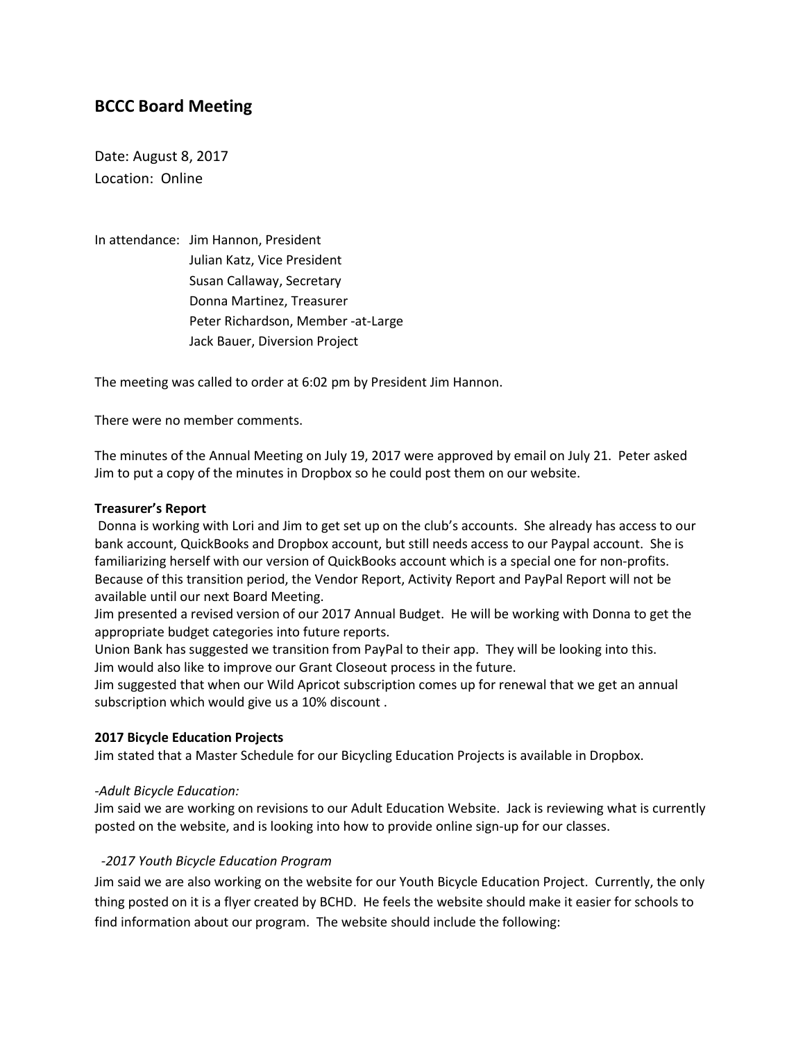## BCCC Board Meeting

Date: August 8, 2017
Location: Online

In attendance: Jim Hannon, President
Julian Katz, Vice President
Susan Callaway, Secretary
Donna Martinez, Treasurer
Peter Richardson, Member -at-Large
Jack Bauer, Diversion Project

The meeting was called to order at 6:02 pm by President Jim Hannon.

There were no member comments.

The minutes of the Annual Meeting on July 19, 2017 were approved by email on July 21. Peter asked Jim to put a copy of the minutes in Dropbox so he could post them on our website.

**Treasurer's Report**

Donna is working with Lori and Jim to get set up on the club's accounts. She already has access to our bank account, QuickBooks and Dropbox account, but still needs access to our Paypal account. She is familiarizing herself with our version of QuickBooks account which is a special one for non-profits. Because of this transition period, the Vendor Report, Activity Report and PayPal Report will not be available until our next Board Meeting.

Jim presented a revised version of our 2017 Annual Budget. He will be working with Donna to get the appropriate budget categories into future reports.

Union Bank has suggested we transition from PayPal to their app. They will be looking into this.

Jim would also like to improve our Grant Closeout process in the future.

Jim suggested that when our Wild Apricot subscription comes up for renewal that we get an annual subscription which would give us a 10% discount .

**2017 Bicycle Education Projects**

Jim stated that a Master Schedule for our Bicycling Education Projects is available in Dropbox.

*-Adult Bicycle Education:*

Jim said we are working on revisions to our Adult Education Website. Jack is reviewing what is currently posted on the website, and is looking into how to provide online sign-up for our classes.

*-2017 Youth Bicycle Education Program*

Jim said we are also working on the website for our Youth Bicycle Education Project. Currently, the only thing posted on it is a flyer created by BCHD. He feels the website should make it easier for schools to find information about our program. The website should include the following: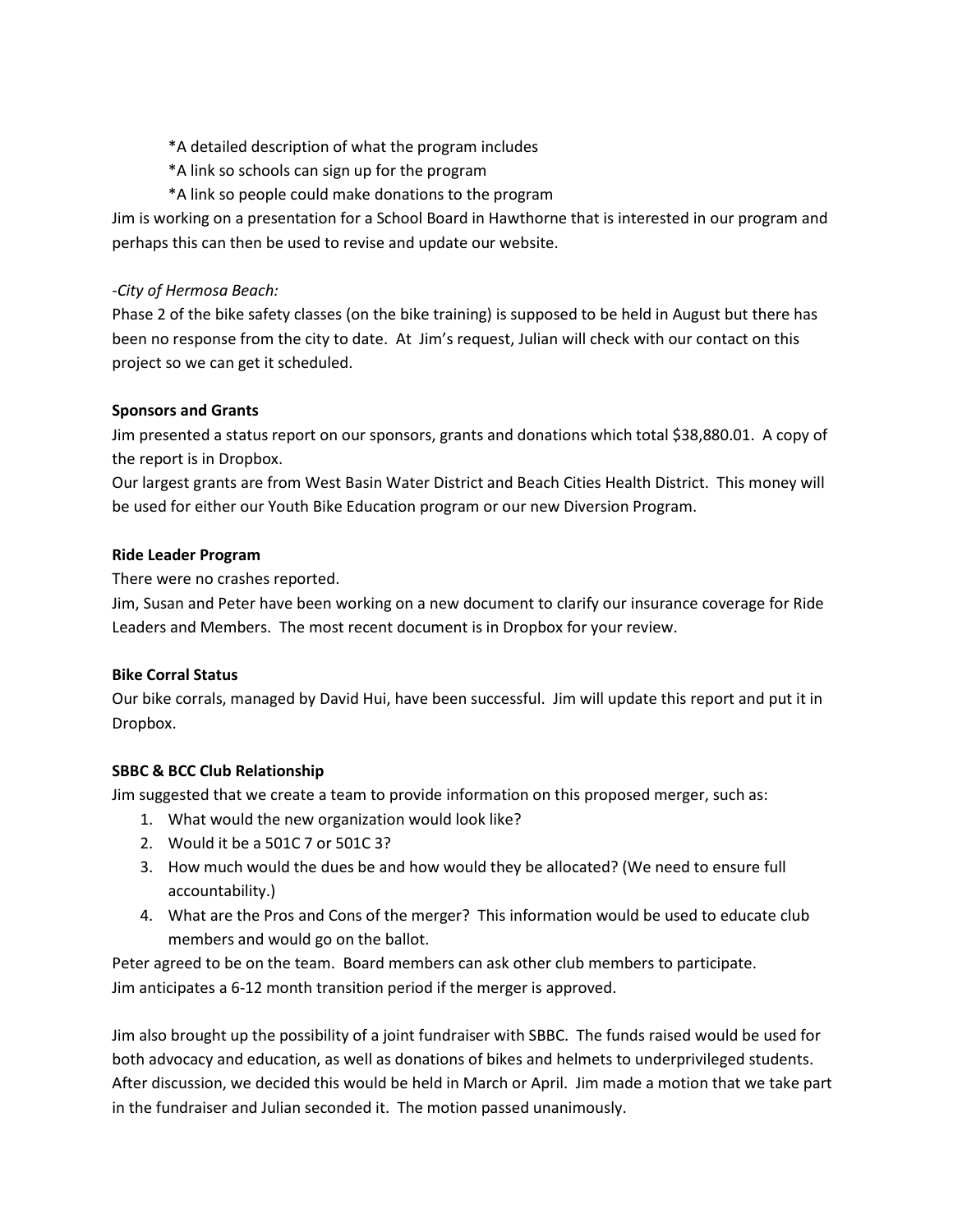*A detailed description of what the program includes

*A link so schools can sign up for the program

*A link so people could make donations to the program

Jim is working on a presentation for a School Board in Hawthorne that is interested in our program and perhaps this can then be used to revise and update our website.

*-City of Hermosa Beach:*

Phase 2 of the bike safety classes (on the bike training) is supposed to be held in August but there has been no response from the city to date. At Jim's request, Julian will check with our contact on this project so we can get it scheduled.

**Sponsors and Grants**

Jim presented a status report on our sponsors, grants and donations which total $38,880.01. A copy of the report is in Dropbox.

Our largest grants are from West Basin Water District and Beach Cities Health District. This money will be used for either our Youth Bike Education program or our new Diversion Program.

**Ride Leader Program**

There were no crashes reported.

Jim, Susan and Peter have been working on a new document to clarify our insurance coverage for Ride Leaders and Members. The most recent document is in Dropbox for your review.

**Bike Corral Status**

Our bike corrals, managed by David Hui, have been successful. Jim will update this report and put it in Dropbox.

**SBBC & BCC Club Relationship**

Jim suggested that we create a team to provide information on this proposed merger, such as:

1. What would the new organization would look like?
2. Would it be a 501C 7 or 501C 3?
3. How much would the dues be and how would they be allocated? (We need to ensure full accountability.)
4. What are the Pros and Cons of the merger? This information would be used to educate club members and would go on the ballot.

Peter agreed to be on the team. Board members can ask other club members to participate.

Jim anticipates a 6-12 month transition period if the merger is approved.

Jim also brought up the possibility of a joint fundraiser with SBBC. The funds raised would be used for both advocacy and education, as well as donations of bikes and helmets to underprivileged students. After discussion, we decided this would be held in March or April. Jim made a motion that we take part in the fundraiser and Julian seconded it. The motion passed unanimously.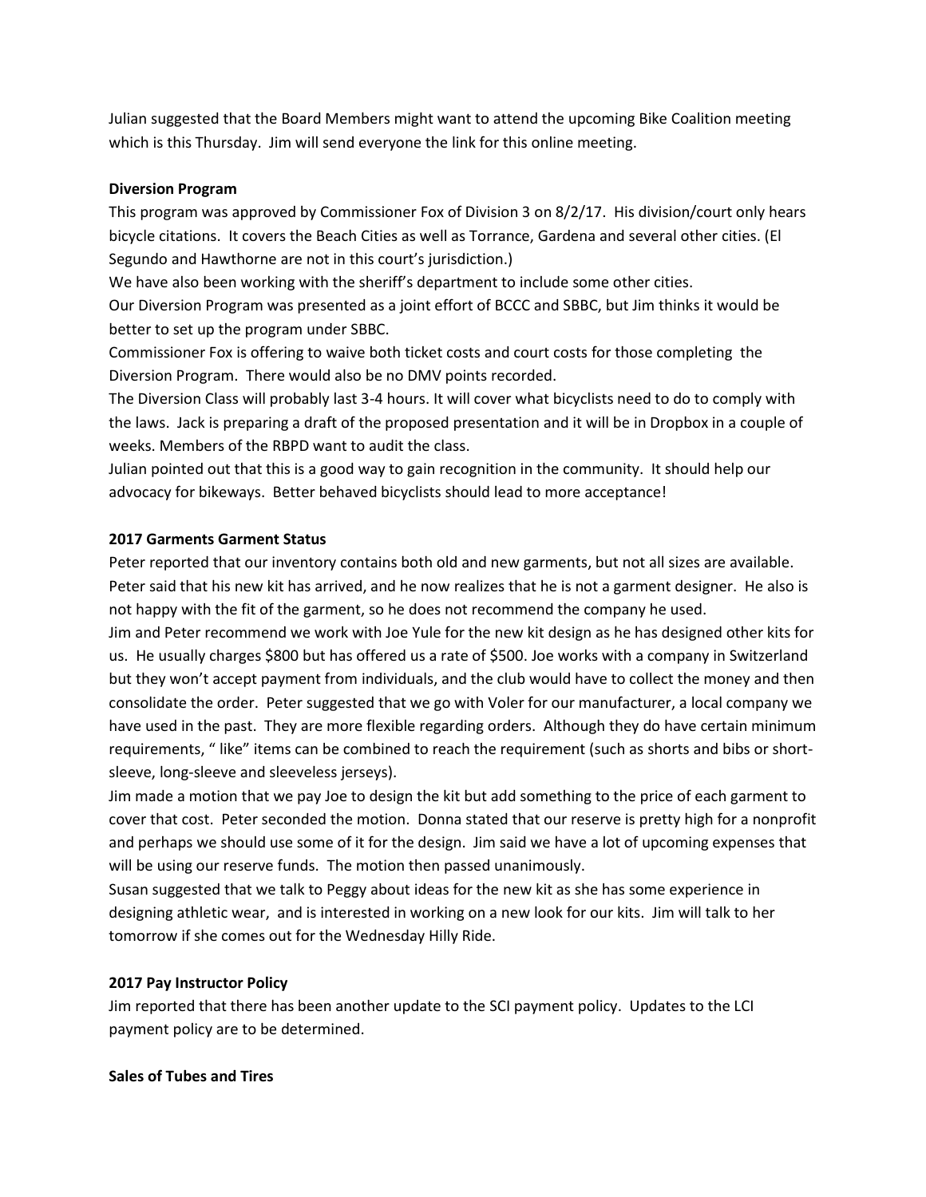Julian suggested that the Board Members might want to attend the upcoming Bike Coalition meeting which is this Thursday. Jim will send everyone the link for this online meeting.

**Diversion Program**

This program was approved by Commissioner Fox of Division 3 on 8/2/17. His division/court only hears bicycle citations. It covers the Beach Cities as well as Torrance, Gardena and several other cities. (El Segundo and Hawthorne are not in this court's jurisdiction.)

We have also been working with the sheriff's department to include some other cities.

Our Diversion Program was presented as a joint effort of BCCC and SBBC, but Jim thinks it would be better to set up the program under SBBC.

Commissioner Fox is offering to waive both ticket costs and court costs for those completing the Diversion Program. There would also be no DMV points recorded.

The Diversion Class will probably last 3-4 hours. It will cover what bicyclists need to do to comply with the laws. Jack is preparing a draft of the proposed presentation and it will be in Dropbox in a couple of weeks. Members of the RBPD want to audit the class.

Julian pointed out that this is a good way to gain recognition in the community. It should help our advocacy for bikeways. Better behaved bicyclists should lead to more acceptance!

**2017 Garments Garment Status**

Peter reported that our inventory contains both old and new garments, but not all sizes are available. Peter said that his new kit has arrived, and he now realizes that he is not a garment designer. He also is not happy with the fit of the garment, so he does not recommend the company he used.

Jim and Peter recommend we work with Joe Yule for the new kit design as he has designed other kits for us. He usually charges $800 but has offered us a rate of $500. Joe works with a company in Switzerland but they won't accept payment from individuals, and the club would have to collect the money and then consolidate the order. Peter suggested that we go with Voler for our manufacturer, a local company we have used in the past. They are more flexible regarding orders. Although they do have certain minimum requirements, " like" items can be combined to reach the requirement (such as shorts and bibs or short-sleeve, long-sleeve and sleeveless jerseys).

Jim made a motion that we pay Joe to design the kit but add something to the price of each garment to cover that cost. Peter seconded the motion. Donna stated that our reserve is pretty high for a nonprofit and perhaps we should use some of it for the design. Jim said we have a lot of upcoming expenses that will be using our reserve funds. The motion then passed unanimously.

Susan suggested that we talk to Peggy about ideas for the new kit as she has some experience in designing athletic wear, and is interested in working on a new look for our kits. Jim will talk to her tomorrow if she comes out for the Wednesday Hilly Ride.

**2017 Pay Instructor Policy**

Jim reported that there has been another update to the SCI payment policy. Updates to the LCI payment policy are to be determined.

**Sales of Tubes and Tires**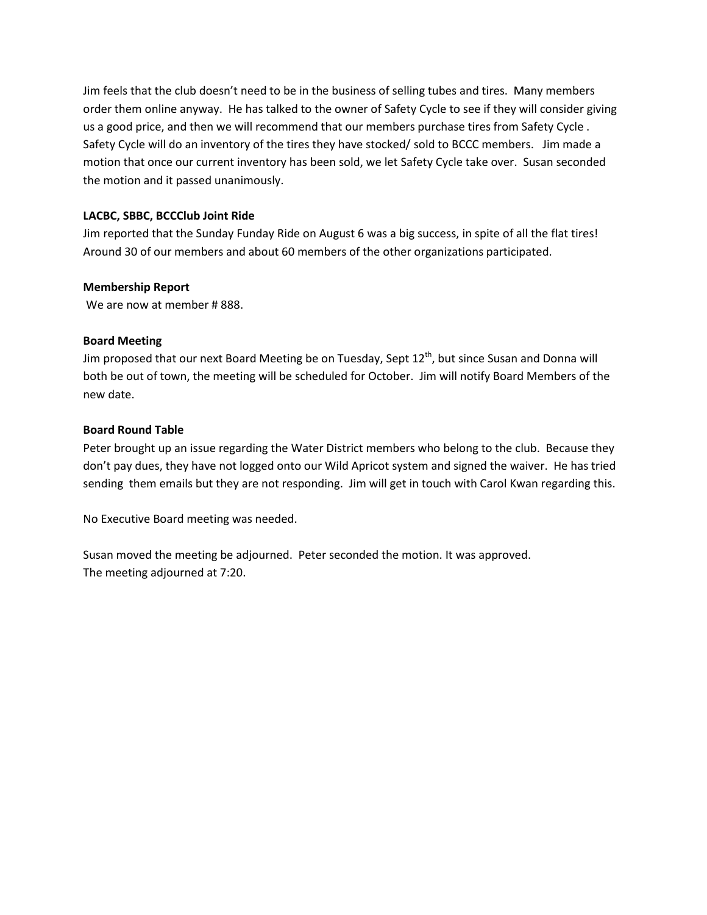Jim feels that the club doesn't need to be in the business of selling tubes and tires. Many members order them online anyway. He has talked to the owner of Safety Cycle to see if they will consider giving us a good price, and then we will recommend that our members purchase tires from Safety Cycle . Safety Cycle will do an inventory of the tires they have stocked/ sold to BCCC members. Jim made a motion that once our current inventory has been sold, we let Safety Cycle take over. Susan seconded the motion and it passed unanimously.

**LACBC, SBBC, BCCClub Joint Ride**

Jim reported that the Sunday Funday Ride on August 6 was a big success, in spite of all the flat tires! Around 30 of our members and about 60 members of the other organizations participated.

**Membership Report**

We are now at member # 888.

**Board Meeting**

Jim proposed that our next Board Meeting be on Tuesday, Sept 12th, but since Susan and Donna will both be out of town, the meeting will be scheduled for October. Jim will notify Board Members of the new date.

**Board Round Table**

Peter brought up an issue regarding the Water District members who belong to the club. Because they don't pay dues, they have not logged onto our Wild Apricot system and signed the waiver. He has tried sending them emails but they are not responding. Jim will get in touch with Carol Kwan regarding this.

No Executive Board meeting was needed.

Susan moved the meeting be adjourned. Peter seconded the motion. It was approved.
The meeting adjourned at 7:20.